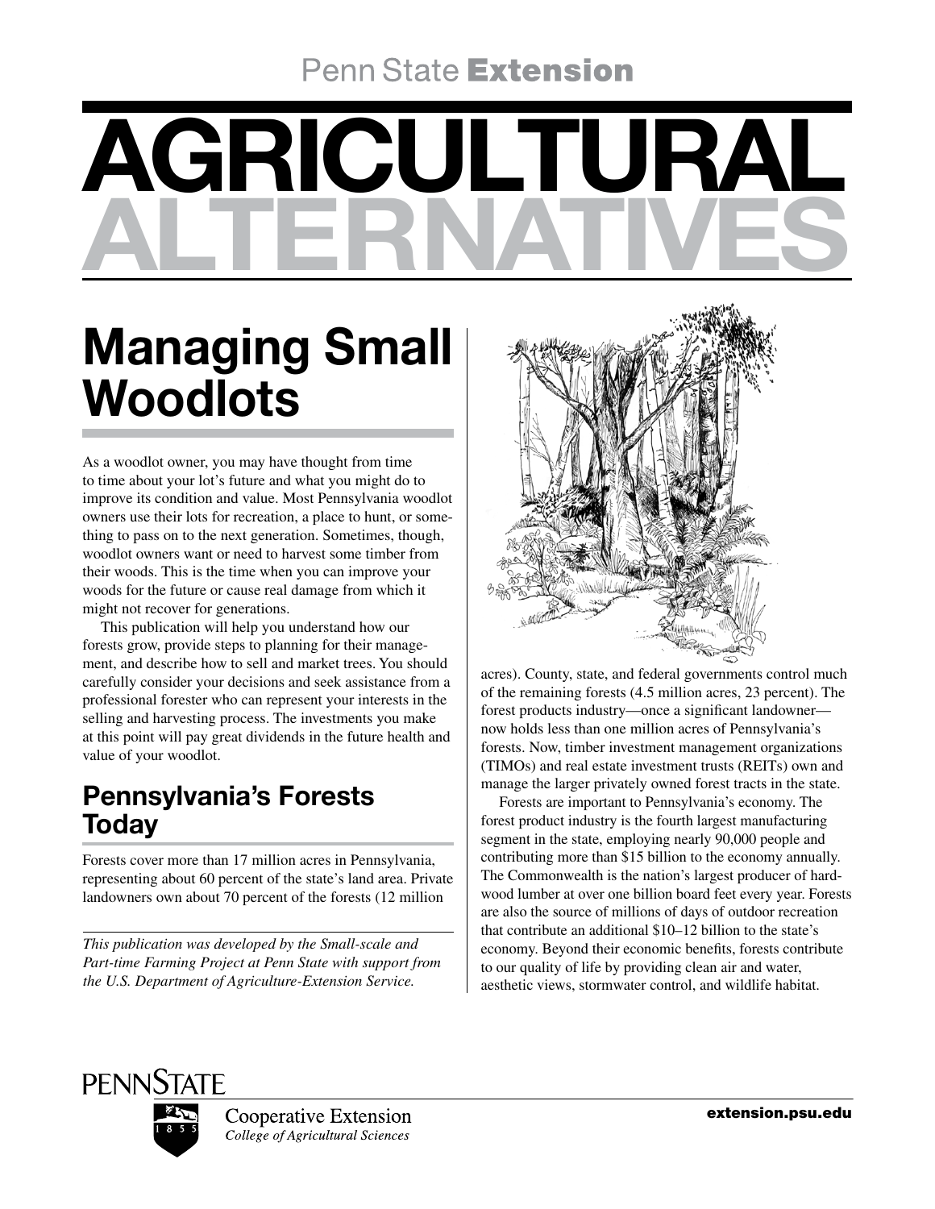Penn State **Extension**

# AGRICULTURAL ALTERNATIVES

## Managing Small Woodlots

As a woodlot owner, you may have thought from time to time about your lot's future and what you might do to improve its condition and value. Most Pennsylvania woodlot owners use their lots for recreation, a place to hunt, or something to pass on to the next generation. Sometimes, though, woodlot owners want or need to harvest some timber from their woods. This is the time when you can improve your woods for the future or cause real damage from which it might not recover for generations.

This publication will help you understand how our forests grow, provide steps to planning for their management, and describe how to sell and market trees. You should carefully consider your decisions and seek assistance from a professional forester who can represent your interests in the selling and harvesting process. The investments you make at this point will pay great dividends in the future health and value of your woodlot.

## Pennsylvania's Forests Today

Forests cover more than 17 million acres in Pennsylvania, representing about 60 percent of the state's land area. Private landowners own about 70 percent of the forests (12 million acres). County, state, and federal governments control much of the remaining forests (4.5 million acres, 23 percent). The forest products industry—once a significant landowner—now holds less than one million acres of Pennsylvania's forests. Now, timber investment management organizations (TIMOs) and real estate investment trusts (REITs) own and manage the larger privately owned forest tracts in the state.

Forests are important to Pennsylvania's economy. The forest product industry is the fourth largest manufacturing segment in the state, employing nearly 90,000 people and contributing more than $15 billion to the economy annually. The Commonwealth is the nation's largest producer of hardwood lumber at over one billion board feet every year. Forests are also the source of millions of days of outdoor recreation that contribute an additional $10–12 billion to the state's economy. Beyond their economic benefits, forests contribute to our quality of life by providing clean air and water, aesthetic views, stormwater control, and wildlife habitat.

*This publication was developed by the Small-scale and Part-time Farming Project at Penn State with support from the U.S. Department of Agriculture-Extension Service.*

PENNSTATE

Cooperative Extension
*College of Agricultural Sciences*

extension.psu.edu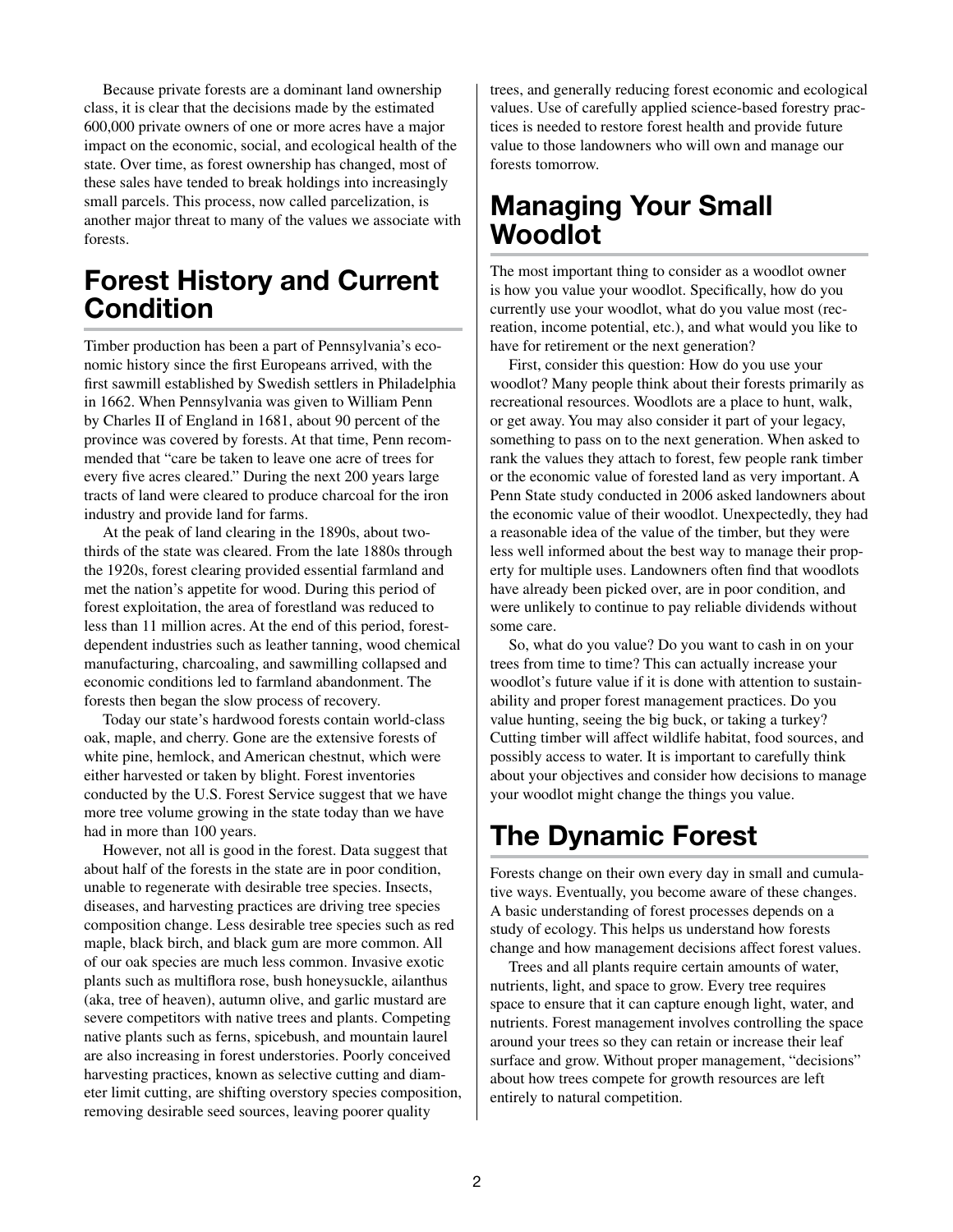Because private forests are a dominant land ownership class, it is clear that the decisions made by the estimated 600,000 private owners of one or more acres have a major impact on the economic, social, and ecological health of the state. Over time, as forest ownership has changed, most of these sales have tended to break holdings into increasingly small parcels. This process, now called parcelization, is another major threat to many of the values we associate with forests.

## Forest History and Current Condition

Timber production has been a part of Pennsylvania's economic history since the first Europeans arrived, with the first sawmill established by Swedish settlers in Philadelphia in 1662. When Pennsylvania was given to William Penn by Charles II of England in 1681, about 90 percent of the province was covered by forests. At that time, Penn recommended that "care be taken to leave one acre of trees for every five acres cleared." During the next 200 years large tracts of land were cleared to produce charcoal for the iron industry and provide land for farms.

At the peak of land clearing in the 1890s, about two-thirds of the state was cleared. From the late 1880s through the 1920s, forest clearing provided essential farmland and met the nation's appetite for wood. During this period of forest exploitation, the area of forestland was reduced to less than 11 million acres. At the end of this period, forest-dependent industries such as leather tanning, wood chemical manufacturing, charcoaling, and sawmilling collapsed and economic conditions led to farmland abandonment. The forests then began the slow process of recovery.

Today our state's hardwood forests contain world-class oak, maple, and cherry. Gone are the extensive forests of white pine, hemlock, and American chestnut, which were either harvested or taken by blight. Forest inventories conducted by the U.S. Forest Service suggest that we have more tree volume growing in the state today than we have had in more than 100 years.

However, not all is good in the forest. Data suggest that about half of the forests in the state are in poor condition, unable to regenerate with desirable tree species. Insects, diseases, and harvesting practices are driving tree species composition change. Less desirable tree species such as red maple, black birch, and black gum are more common. All of our oak species are much less common. Invasive exotic plants such as multiflora rose, bush honeysuckle, ailanthus (aka, tree of heaven), autumn olive, and garlic mustard are severe competitors with native trees and plants. Competing native plants such as ferns, spicebush, and mountain laurel are also increasing in forest understories. Poorly conceived harvesting practices, known as selective cutting and diameter limit cutting, are shifting overstory species composition, removing desirable seed sources, leaving poorer quality trees, and generally reducing forest economic and ecological values. Use of carefully applied science-based forestry practices is needed to restore forest health and provide future value to those landowners who will own and manage our forests tomorrow.

## Managing Your Small Woodlot

The most important thing to consider as a woodlot owner is how you value your woodlot. Specifically, how do you currently use your woodlot, what do you value most (recreation, income potential, etc.), and what would you like to have for retirement or the next generation?

First, consider this question: How do you use your woodlot? Many people think about their forests primarily as recreational resources. Woodlots are a place to hunt, walk, or get away. You may also consider it part of your legacy, something to pass on to the next generation. When asked to rank the values they attach to forest, few people rank timber or the economic value of forested land as very important. A Penn State study conducted in 2006 asked landowners about the economic value of their woodlot. Unexpectedly, they had a reasonable idea of the value of the timber, but they were less well informed about the best way to manage their property for multiple uses. Landowners often find that woodlots have already been picked over, are in poor condition, and were unlikely to continue to pay reliable dividends without some care.

So, what do you value? Do you want to cash in on your trees from time to time? This can actually increase your woodlot's future value if it is done with attention to sustainability and proper forest management practices. Do you value hunting, seeing the big buck, or taking a turkey? Cutting timber will affect wildlife habitat, food sources, and possibly access to water. It is important to carefully think about your objectives and consider how decisions to manage your woodlot might change the things you value.

## The Dynamic Forest

Forests change on their own every day in small and cumulative ways. Eventually, you become aware of these changes. A basic understanding of forest processes depends on a study of ecology. This helps us understand how forests change and how management decisions affect forest values.

Trees and all plants require certain amounts of water, nutrients, light, and space to grow. Every tree requires space to ensure that it can capture enough light, water, and nutrients. Forest management involves controlling the space around your trees so they can retain or increase their leaf surface and grow. Without proper management, "decisions" about how trees compete for growth resources are left entirely to natural competition.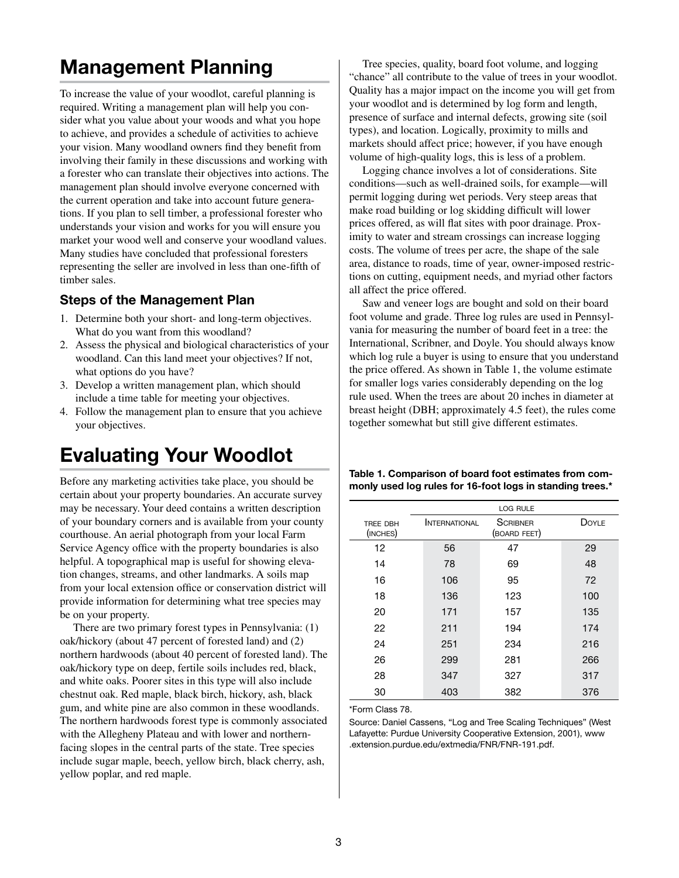# Management Planning

To increase the value of your woodlot, careful planning is required. Writing a management plan will help you consider what you value about your woods and what you hope to achieve, and provides a schedule of activities to achieve your vision. Many woodland owners find they benefit from involving their family in these discussions and working with a forester who can translate their objectives into actions. The management plan should involve everyone concerned with the current operation and take into account future generations. If you plan to sell timber, a professional forester who understands your vision and works for you will ensure you market your wood well and conserve your woodland values. Many studies have concluded that professional foresters representing the seller are involved in less than one-fifth of timber sales.

## Steps of the Management Plan

1. Determine both your short- and long-term objectives. What do you want from this woodland?
2. Assess the physical and biological characteristics of your woodland. Can this land meet your objectives? If not, what options do you have?
3. Develop a written management plan, which should include a time table for meeting your objectives.
4. Follow the management plan to ensure that you achieve your objectives.

# Evaluating Your Woodlot

Before any marketing activities take place, you should be certain about your property boundaries. An accurate survey may be necessary. Your deed contains a written description of your boundary corners and is available from your county courthouse. An aerial photograph from your local Farm Service Agency office with the property boundaries is also helpful. A topographical map is useful for showing elevation changes, streams, and other landmarks. A soils map from your local extension office or conservation district will provide information for determining what tree species may be on your property.

There are two primary forest types in Pennsylvania: (1) oak/hickory (about 47 percent of forested land) and (2) northern hardwoods (about 40 percent of forested land). The oak/hickory type on deep, fertile soils includes red, black, and white oaks. Poorer sites in this type will also include chestnut oak. Red maple, black birch, hickory, ash, black gum, and white pine are also common in these woodlands. The northern hardwoods forest type is commonly associated with the Allegheny Plateau and with lower and northern-facing slopes in the central parts of the state. Tree species include sugar maple, beech, yellow birch, black cherry, ash, yellow poplar, and red maple.

Tree species, quality, board foot volume, and logging "chance" all contribute to the value of trees in your woodlot. Quality has a major impact on the income you will get from your woodlot and is determined by log form and length, presence of surface and internal defects, growing site (soil types), and location. Logically, proximity to mills and markets should affect price; however, if you have enough volume of high-quality logs, this is less of a problem.

Logging chance involves a lot of considerations. Site conditions—such as well-drained soils, for example—will permit logging during wet periods. Very steep areas that make road building or log skidding difficult will lower prices offered, as will flat sites with poor drainage. Proximity to water and stream crossings can increase logging costs. The volume of trees per acre, the shape of the sale area, distance to roads, time of year, owner-imposed restrictions on cutting, equipment needs, and myriad other factors all affect the price offered.

Saw and veneer logs are bought and sold on their board foot volume and grade. Three log rules are used in Pennsylvania for measuring the number of board feet in a tree: the International, Scribner, and Doyle. You should always know which log rule a buyer is using to ensure that you understand the price offered. As shown in Table 1, the volume estimate for smaller logs varies considerably depending on the log rule used. When the trees are about 20 inches in diameter at breast height (DBH; approximately 4.5 feet), the rules come together somewhat but still give different estimates.

**Table 1. Comparison of board foot estimates from commonly used log rules for 16-foot logs in standing trees.***

| | Log rule | | |
|---|---|---|---|
| Tree DBH (inches) | International | Scribner (board feet) | Doyle |
| 12 | 56 | 47 | 29 |
| 14 | 78 | 69 | 48 |
| 16 | 106 | 95 | 72 |
| 18 | 136 | 123 | 100 |
| 20 | 171 | 157 | 135 |
| 22 | 211 | 194 | 174 |
| 24 | 251 | 234 | 216 |
| 26 | 299 | 281 | 266 |
| 28 | 347 | 327 | 317 |
| 30 | 403 | 382 | 376 |

*Form Class 78.

Source: Daniel Cassens, "Log and Tree Scaling Techniques" (West Lafayette: Purdue University Cooperative Extension, 2001), www.extension.purdue.edu/extmedia/FNR/FNR-191.pdf.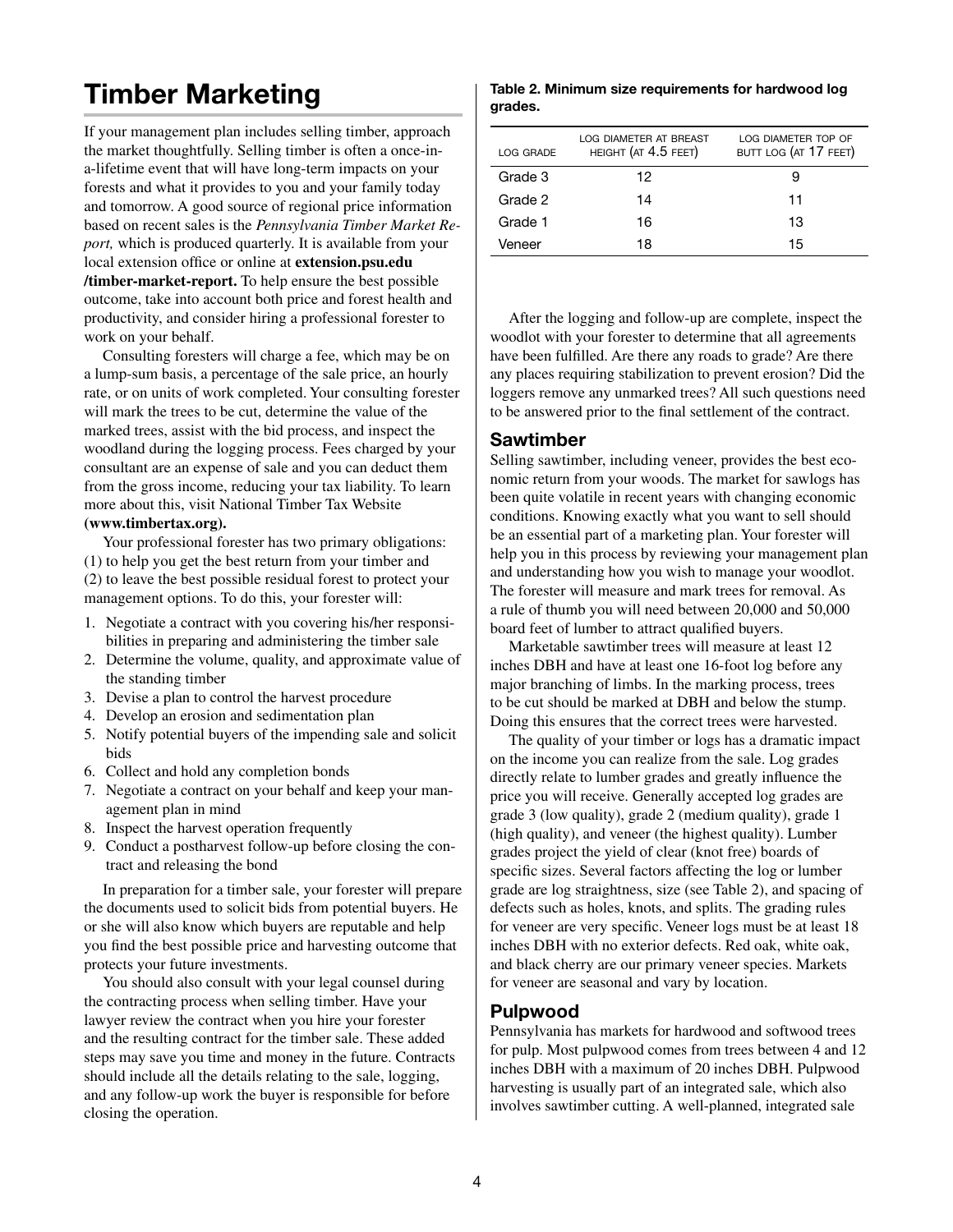// Timber Marketing

If your management plan includes selling timber, approach the market thoughtfully. Selling timber is often a once-in-a-lifetime event that will have long-term impacts on your forests and what it provides to you and your family today and tomorrow. A good source of regional price information based on recent sales is the *Pennsylvania Timber Market Report,* which is produced quarterly. It is available from your local extension office or online at **extension.psu.edu/timber-market-report.** To help ensure the best possible outcome, take into account both price and forest health and productivity, and consider hiring a professional forester to work on your behalf.

Consulting foresters will charge a fee, which may be on a lump-sum basis, a percentage of the sale price, an hourly rate, or on units of work completed. Your consulting forester will mark the trees to be cut, determine the value of the marked trees, assist with the bid process, and inspect the woodland during the logging process. Fees charged by your consultant are an expense of sale and you can deduct them from the gross income, reducing your tax liability. To learn more about this, visit National Timber Tax Website **(www.timbertax.org).**

Your professional forester has two primary obligations: (1) to help you get the best return from your timber and (2) to leave the best possible residual forest to protect your management options. To do this, your forester will:

1. Negotiate a contract with you covering his/her responsibilities in preparing and administering the timber sale
2. Determine the volume, quality, and approximate value of the standing timber
3. Devise a plan to control the harvest procedure
4. Develop an erosion and sedimentation plan
5. Notify potential buyers of the impending sale and solicit bids
6. Collect and hold any completion bonds
7. Negotiate a contract on your behalf and keep your management plan in mind
8. Inspect the harvest operation frequently
9. Conduct a postharvest follow-up before closing the contract and releasing the bond

In preparation for a timber sale, your forester will prepare the documents used to solicit bids from potential buyers. He or she will also know which buyers are reputable and help you find the best possible price and harvesting outcome that protects your future investments.

You should also consult with your legal counsel during the contracting process when selling timber. Have your lawyer review the contract when you hire your forester and the resulting contract for the timber sale. These added steps may save you time and money in the future. Contracts should include all the details relating to the sale, logging, and any follow-up work the buyer is responsible for before closing the operation.

**Table 2. Minimum size requirements for hardwood log grades.**

| Log grade | Log diameter at breast height (at 4.5 feet) | Log diameter top of butt log (at 17 feet) |
|---|---|---|
| Grade 3 | 12 | 9 |
| Grade 2 | 14 | 11 |
| Grade 1 | 16 | 13 |
| Veneer | 18 | 15 |

After the logging and follow-up are complete, inspect the woodlot with your forester to determine that all agreements have been fulfilled. Are there any roads to grade? Are there any places requiring stabilization to prevent erosion? Did the loggers remove any unmarked trees? All such questions need to be answered prior to the final settlement of the contract.

## Sawtimber

Selling sawtimber, including veneer, provides the best economic return from your woods. The market for sawlogs has been quite volatile in recent years with changing economic conditions. Knowing exactly what you want to sell should be an essential part of a marketing plan. Your forester will help you in this process by reviewing your management plan and understanding how you wish to manage your woodlot. The forester will measure and mark trees for removal. As a rule of thumb you will need between 20,000 and 50,000 board feet of lumber to attract qualified buyers.

Marketable sawtimber trees will measure at least 12 inches DBH and have at least one 16-foot log before any major branching of limbs. In the marking process, trees to be cut should be marked at DBH and below the stump. Doing this ensures that the correct trees were harvested.

The quality of your timber or logs has a dramatic impact on the income you can realize from the sale. Log grades directly relate to lumber grades and greatly influence the price you will receive. Generally accepted log grades are grade 3 (low quality), grade 2 (medium quality), grade 1 (high quality), and veneer (the highest quality). Lumber grades project the yield of clear (knot free) boards of specific sizes. Several factors affecting the log or lumber grade are log straightness, size (see Table 2), and spacing of defects such as holes, knots, and splits. The grading rules for veneer are very specific. Veneer logs must be at least 18 inches DBH with no exterior defects. Red oak, white oak, and black cherry are our primary veneer species. Markets for veneer are seasonal and vary by location.

## Pulpwood

Pennsylvania has markets for hardwood and softwood trees for pulp. Most pulpwood comes from trees between 4 and 12 inches DBH with a maximum of 20 inches DBH. Pulpwood harvesting is usually part of an integrated sale, which also involves sawtimber cutting. A well-planned, integrated sale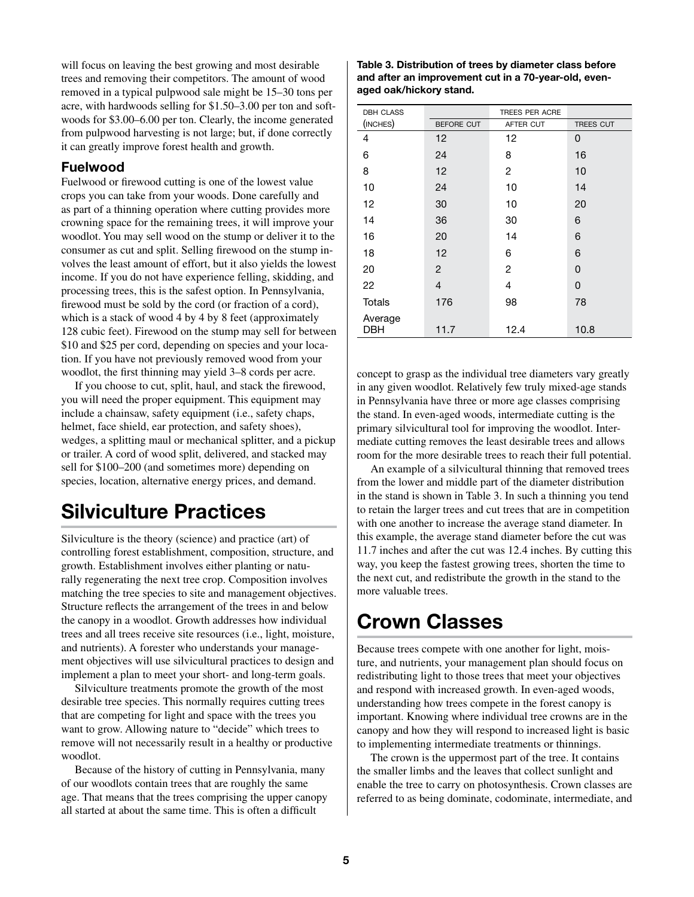will focus on leaving the best growing and most desirable trees and removing their competitors. The amount of wood removed in a typical pulpwood sale might be 15–30 tons per acre, with hardwoods selling for $1.50–3.00 per ton and softwoods for $3.00–6.00 per ton. Clearly, the income generated from pulpwood harvesting is not large; but, if done correctly it can greatly improve forest health and growth.

### Fuelwood

Fuelwood or firewood cutting is one of the lowest value crops you can take from your woods. Done carefully and as part of a thinning operation where cutting provides more crowning space for the remaining trees, it will improve your woodlot. You may sell wood on the stump or deliver it to the consumer as cut and split. Selling firewood on the stump involves the least amount of effort, but it also yields the lowest income. If you do not have experience felling, skidding, and processing trees, this is the safest option. In Pennsylvania, firewood must be sold by the cord (or fraction of a cord), which is a stack of wood 4 by 4 by 8 feet (approximately 128 cubic feet). Firewood on the stump may sell for between $10 and $25 per cord, depending on species and your location. If you have not previously removed wood from your woodlot, the first thinning may yield 3–8 cords per acre.

If you choose to cut, split, haul, and stack the firewood, you will need the proper equipment. This equipment may include a chainsaw, safety equipment (i.e., safety chaps, helmet, face shield, ear protection, and safety shoes), wedges, a splitting maul or mechanical splitter, and a pickup or trailer. A cord of wood split, delivered, and stacked may sell for $100–200 (and sometimes more) depending on species, location, alternative energy prices, and demand.

# Silviculture Practices

Silviculture is the theory (science) and practice (art) of controlling forest establishment, composition, structure, and growth. Establishment involves either planting or naturally regenerating the next tree crop. Composition involves matching the tree species to site and management objectives. Structure reflects the arrangement of the trees in and below the canopy in a woodlot. Growth addresses how individual trees and all trees receive site resources (i.e., light, moisture, and nutrients). A forester who understands your management objectives will use silvicultural practices to design and implement a plan to meet your short- and long-term goals.

Silviculture treatments promote the growth of the most desirable tree species. This normally requires cutting trees that are competing for light and space with the trees you want to grow. Allowing nature to "decide" which trees to remove will not necessarily result in a healthy or productive woodlot.

Because of the history of cutting in Pennsylvania, many of our woodlots contain trees that are roughly the same age. That means that the trees comprising the upper canopy all started at about the same time. This is often a difficult concept to grasp as the individual tree diameters vary greatly in any given woodlot. Relatively few truly mixed-age stands in Pennsylvania have three or more age classes comprising the stand. In even-aged woods, intermediate cutting is the primary silvicultural tool for improving the woodlot. Intermediate cutting removes the least desirable trees and allows room for the more desirable trees to reach their full potential.

An example of a silvicultural thinning that removed trees from the lower and middle part of the diameter distribution in the stand is shown in Table 3. In such a thinning you tend to retain the larger trees and cut trees that are in competition with one another to increase the average stand diameter. In this example, the average stand diameter before the cut was 11.7 inches and after the cut was 12.4 inches. By cutting this way, you keep the fastest growing trees, shorten the time to the next cut, and redistribute the growth in the stand to the more valuable trees.

**Table 3. Distribution of trees by diameter class before and after an improvement cut in a 70-year-old, even-aged oak/hickory stand.**

| DBH CLASS (INCHES) | TREES PER ACRE | | |
|---|---|---|---|
| | BEFORE CUT | AFTER CUT | TREES CUT |
| 4 | 12 | 12 | 0 |
| 6 | 24 | 8 | 16 |
| 8 | 12 | 2 | 10 |
| 10 | 24 | 10 | 14 |
| 12 | 30 | 10 | 20 |
| 14 | 36 | 30 | 6 |
| 16 | 20 | 14 | 6 |
| 18 | 12 | 6 | 6 |
| 20 | 2 | 2 | 0 |
| 22 | 4 | 4 | 0 |
| Totals | 176 | 98 | 78 |
| Average DBH | 11.7 | 12.4 | 10.8 |

# Crown Classes

Because trees compete with one another for light, moisture, and nutrients, your management plan should focus on redistributing light to those trees that meet your objectives and respond with increased growth. In even-aged woods, understanding how trees compete in the forest canopy is important. Knowing where individual tree crowns are in the canopy and how they will respond to increased light is basic to implementing intermediate treatments or thinnings.

The crown is the uppermost part of the tree. It contains the smaller limbs and the leaves that collect sunlight and enable the tree to carry on photosynthesis. Crown classes are referred to as being dominate, codominate, intermediate, and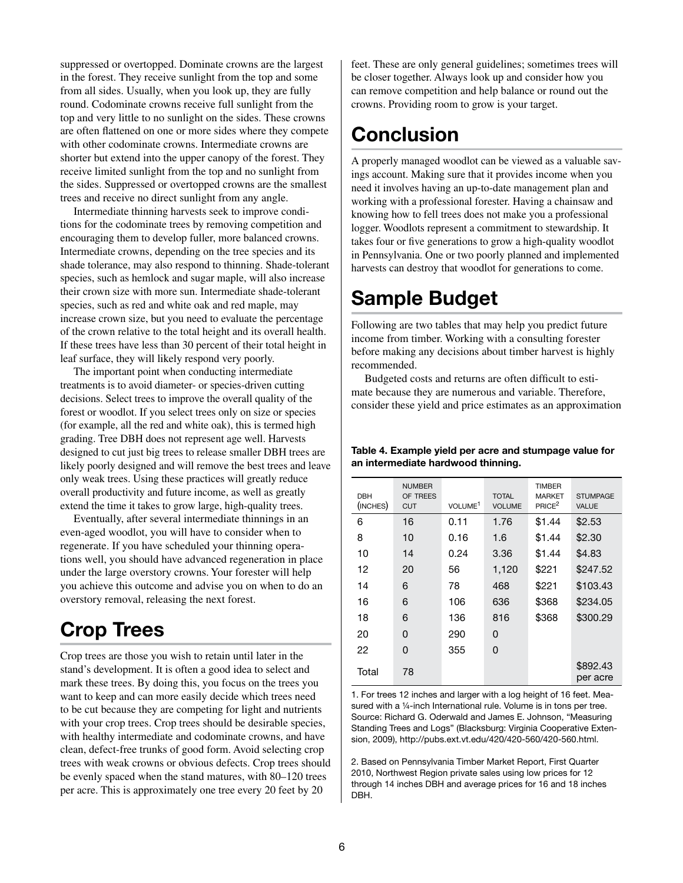suppressed or overtopped. Dominate crowns are the largest in the forest. They receive sunlight from the top and some from all sides. Usually, when you look up, they are fully round. Codominate crowns receive full sunlight from the top and very little to no sunlight on the sides. These crowns are often flattened on one or more sides where they compete with other codominate crowns. Intermediate crowns are shorter but extend into the upper canopy of the forest. They receive limited sunlight from the top and no sunlight from the sides. Suppressed or overtopped crowns are the smallest trees and receive no direct sunlight from any angle.

Intermediate thinning harvests seek to improve conditions for the codominate trees by removing competition and encouraging them to develop fuller, more balanced crowns. Intermediate crowns, depending on the tree species and its shade tolerance, may also respond to thinning. Shade-tolerant species, such as hemlock and sugar maple, will also increase their crown size with more sun. Intermediate shade-tolerant species, such as red and white oak and red maple, may increase crown size, but you need to evaluate the percentage of the crown relative to the total height and its overall health. If these trees have less than 30 percent of their total height in leaf surface, they will likely respond very poorly.

The important point when conducting intermediate treatments is to avoid diameter- or species-driven cutting decisions. Select trees to improve the overall quality of the forest or woodlot. If you select trees only on size or species (for example, all the red and white oak), this is termed high grading. Tree DBH does not represent age well. Harvests designed to cut just big trees to release smaller DBH trees are likely poorly designed and will remove the best trees and leave only weak trees. Using these practices will greatly reduce overall productivity and future income, as well as greatly extend the time it takes to grow large, high-quality trees.

Eventually, after several intermediate thinnings in an even-aged woodlot, you will have to consider when to regenerate. If you have scheduled your thinning operations well, you should have advanced regeneration in place under the large overstory crowns. Your forester will help you achieve this outcome and advise you on when to do an overstory removal, releasing the next forest.

# Crop Trees

Crop trees are those you wish to retain until later in the stand's development. It is often a good idea to select and mark these trees. By doing this, you focus on the trees you want to keep and can more easily decide which trees need to be cut because they are competing for light and nutrients with your crop trees. Crop trees should be desirable species, with healthy intermediate and codominate crowns, and have clean, defect-free trunks of good form. Avoid selecting crop trees with weak crowns or obvious defects. Crop trees should be evenly spaced when the stand matures, with 80–120 trees per acre. This is approximately one tree every 20 feet by 20 feet. These are only general guidelines; sometimes trees will be closer together. Always look up and consider how you can remove competition and help balance or round out the crowns. Providing room to grow is your target.

# Conclusion

A properly managed woodlot can be viewed as a valuable savings account. Making sure that it provides income when you need it involves having an up-to-date management plan and working with a professional forester. Having a chainsaw and knowing how to fell trees does not make you a professional logger. Woodlots represent a commitment to stewardship. It takes four or five generations to grow a high-quality woodlot in Pennsylvania. One or two poorly planned and implemented harvests can destroy that woodlot for generations to come.

# Sample Budget

Following are two tables that may help you predict future income from timber. Working with a consulting forester before making any decisions about timber harvest is highly recommended.

Budgeted costs and returns are often difficult to estimate because they are numerous and variable. Therefore, consider these yield and price estimates as an approximation

**Table 4. Example yield per acre and stumpage value for an intermediate hardwood thinning.**

| DBH (inches) | Number of trees cut | Volume[1] | Total volume | Timber market price[2] | Stumpage value |
|---|---|---|---|---|---|
| 6 | 16 | 0.11 | 1.76 | $1.44 | $2.53 |
| 8 | 10 | 0.16 | 1.6 | $1.44 | $2.30 |
| 10 | 14 | 0.24 | 3.36 | $1.44 | $4.83 |
| 12 | 20 | 56 | 1,120 | $221 | $247.52 |
| 14 | 6 | 78 | 468 | $221 | $103.43 |
| 16 | 6 | 106 | 636 | $368 | $234.05 |
| 18 | 6 | 136 | 816 | $368 | $300.29 |
| 20 | 0 | 290 | 0 | | |
| 22 | 0 | 355 | 0 | | |
| Total | 78 | | | | $892.43 per acre |

1. For trees 12 inches and larger with a log height of 16 feet. Measured with a ¼-inch International rule. Volume is in tons per tree. Source: Richard G. Oderwald and James E. Johnson, "Measuring Standing Trees and Logs" (Blacksburg: Virginia Cooperative Extension, 2009), http://pubs.ext.vt.edu/420/420-560/420-560.html.

2. Based on Pennsylvania Timber Market Report, First Quarter 2010, Northwest Region private sales using low prices for 12 through 14 inches DBH and average prices for 16 and 18 inches DBH.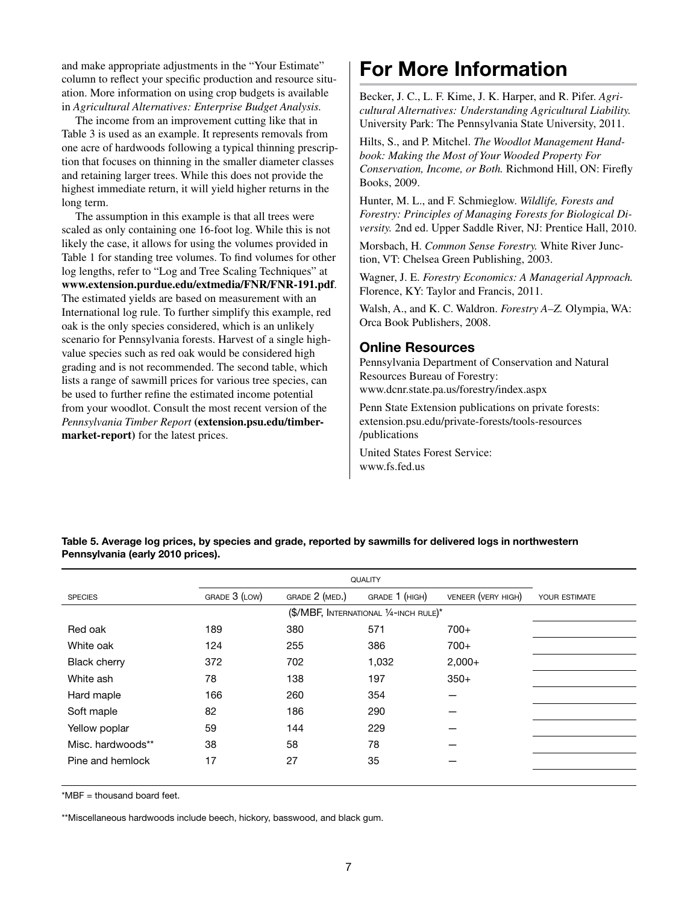and make appropriate adjustments in the "Your Estimate" column to reflect your specific production and resource situation. More information on using crop budgets is available in *Agricultural Alternatives: Enterprise Budget Analysis.*

The income from an improvement cutting like that in Table 3 is used as an example. It represents removals from one acre of hardwoods following a typical thinning prescription that focuses on thinning in the smaller diameter classes and retaining larger trees. While this does not provide the highest immediate return, it will yield higher returns in the long term.

The assumption in this example is that all trees were scaled as only containing one 16-foot log. While this is not likely the case, it allows for using the volumes provided in Table 1 for standing tree volumes. To find volumes for other log lengths, refer to "Log and Tree Scaling Techniques" at **www.extension.purdue.edu/extmedia/FNR/FNR-191.pdf**. The estimated yields are based on measurement with an International log rule. To further simplify this example, red oak is the only species considered, which is an unlikely scenario for Pennsylvania forests. Harvest of a single high-value species such as red oak would be considered high grading and is not recommended. The second table, which lists a range of sawmill prices for various tree species, can be used to further refine the estimated income potential from your woodlot. Consult the most recent version of the *Pennsylvania Timber Report* (**extension.psu.edu/timber-market-report**) for the latest prices.

# For More Information

Becker, J. C., L. F. Kime, J. K. Harper, and R. Pifer. *Agricultural Alternatives: Understanding Agricultural Liability.* University Park: The Pennsylvania State University, 2011.

Hilts, S., and P. Mitchel. *The Woodlot Management Handbook: Making the Most of Your Wooded Property For Conservation, Income, or Both.* Richmond Hill, ON: Firefly Books, 2009.

Hunter, M. L., and F. Schmieglow. *Wildlife, Forests and Forestry: Principles of Managing Forests for Biological Diversity.* 2nd ed. Upper Saddle River, NJ: Prentice Hall, 2010.

Morsbach, H. *Common Sense Forestry.* White River Junction, VT: Chelsea Green Publishing, 2003.

Wagner, J. E. *Forestry Economics: A Managerial Approach.* Florence, KY: Taylor and Francis, 2011.

Walsh, A., and K. C. Waldron. *Forestry A–Z.* Olympia, WA: Orca Book Publishers, 2008.

## Online Resources

Pennsylvania Department of Conservation and Natural Resources Bureau of Forestry:
www.dcnr.state.pa.us/forestry/index.aspx

Penn State Extension publications on private forests:
extension.psu.edu/private-forests/tools-resources/publications

United States Forest Service:
www.fs.fed.us

**Table 5. Average log prices, by species and grade, reported by sawmills for delivered logs in northwestern Pennsylvania (early 2010 prices).**

| | QUALITY | | | | |
|---|---|---|---|---|---|
| SPECIES | GRADE 3 (LOW) | GRADE 2 (MED.) | GRADE 1 (HIGH) | VENEER (VERY HIGH) | YOUR ESTIMATE |
| | ($/MBF, INTERNATIONAL ¼-INCH RULE)* | | | | |
| Red oak | 189 | 380 | 571 | 700+ | |
| White oak | 124 | 255 | 386 | 700+ | |
| Black cherry | 372 | 702 | 1,032 | 2,000+ | |
| White ash | 78 | 138 | 197 | 350+ | |
| Hard maple | 166 | 260 | 354 | — | |
| Soft maple | 82 | 186 | 290 | — | |
| Yellow poplar | 59 | 144 | 229 | — | |
| Misc. hardwoods** | 38 | 58 | 78 | — | |
| Pine and hemlock | 17 | 27 | 35 | — | |

*MBF = thousand board feet.

**Miscellaneous hardwoods include beech, hickory, basswood, and black gum.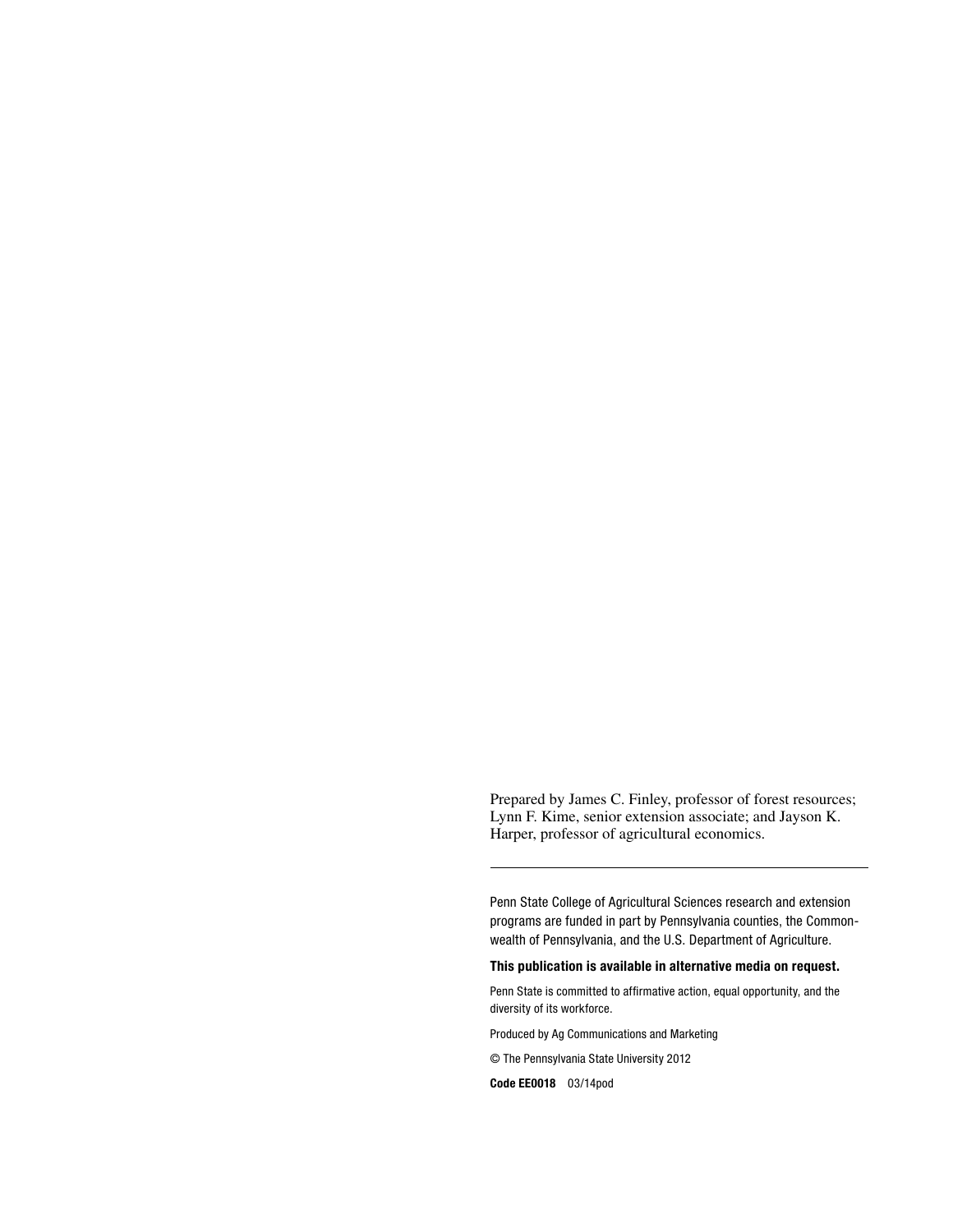Prepared by James C. Finley, professor of forest resources; Lynn F. Kime, senior extension associate; and Jayson K. Harper, professor of agricultural economics.

---

Penn State College of Agricultural Sciences research and extension programs are funded in part by Pennsylvania counties, the Commonwealth of Pennsylvania, and the U.S. Department of Agriculture.

**This publication is available in alternative media on request.**

Penn State is committed to affirmative action, equal opportunity, and the diversity of its workforce.

Produced by Ag Communications and Marketing

© The Pennsylvania State University 2012

**Code EE0018** 03/14pod